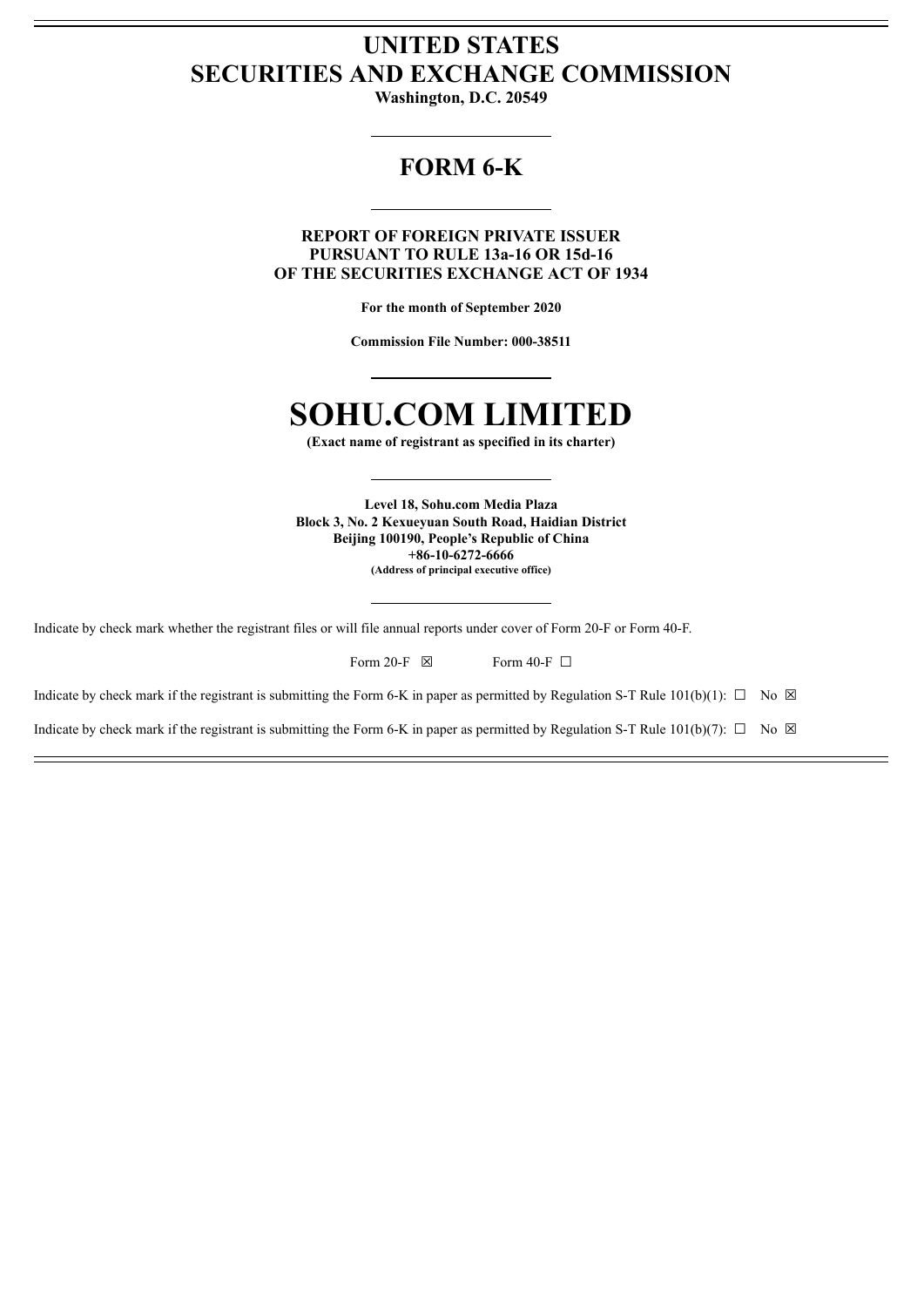# UNITED STATES
# SECURITIES AND EXCHANGE COMMISSION

**Washington, D.C. 20549**

## FORM 6-K

**REPORT OF FOREIGN PRIVATE ISSUER**
**PURSUANT TO RULE 13a-16 OR 15d-16**
**OF THE SECURITIES EXCHANGE ACT OF 1934**

**For the month of September 2020**

**Commission File Number: 000-38511**

# SOHU.COM LIMITED

**(Exact name of registrant as specified in its charter)**

**Level 18, Sohu.com Media Plaza**
**Block 3, No. 2 Kexueyuan South Road, Haidian District**
**Beijing 100190, People's Republic of China**
**+86-10-6272-6666**
**(Address of principal executive office)**

Indicate by check mark whether the registrant files or will file annual reports under cover of Form 20-F or Form 40-F.

Form 20-F ☒ Form 40-F ☐

Indicate by check mark if the registrant is submitting the Form 6-K in paper as permitted by Regulation S-T Rule 101(b)(1): ☐ No ☒

Indicate by check mark if the registrant is submitting the Form 6-K in paper as permitted by Regulation S-T Rule 101(b)(7): ☐ No ☒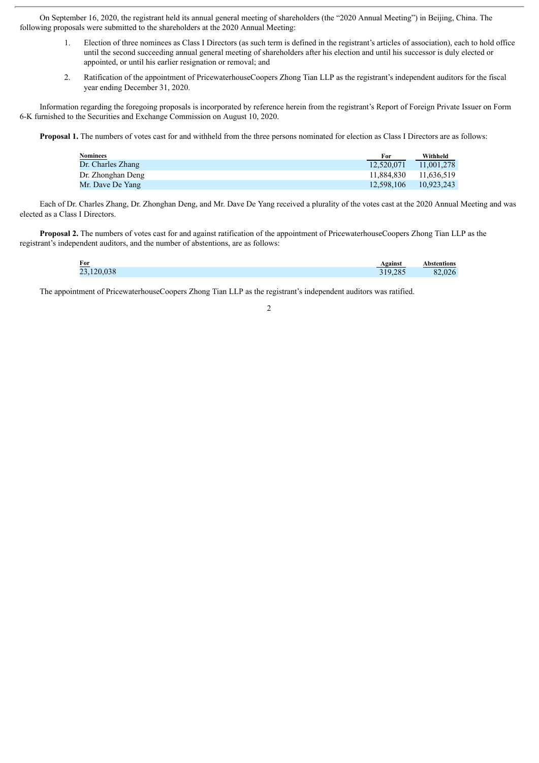On September 16, 2020, the registrant held its annual general meeting of shareholders (the "2020 Annual Meeting") in Beijing, China. The following proposals were submitted to the shareholders at the 2020 Annual Meeting:

1. Election of three nominees as Class I Directors (as such term is defined in the registrant's articles of association), each to hold office until the second succeeding annual general meeting of shareholders after his election and until his successor is duly elected or appointed, or until his earlier resignation or removal; and
2. Ratification of the appointment of PricewaterhouseCoopers Zhong Tian LLP as the registrant's independent auditors for the fiscal year ending December 31, 2020.

Information regarding the foregoing proposals is incorporated by reference herein from the registrant's Report of Foreign Private Issuer on Form 6-K furnished to the Securities and Exchange Commission on August 10, 2020.

**Proposal 1.** The numbers of votes cast for and withheld from the three persons nominated for election as Class I Directors are as follows:

| Nominees | For | Withheld |
| --- | --- | --- |
| Dr. Charles Zhang | 12,520,071 | 11,001,278 |
| Dr. Zhonghan Deng | 11,884,830 | 11,636,519 |
| Mr. Dave De Yang | 12,598,106 | 10,923,243 |

Each of Dr. Charles Zhang, Dr. Zhonghan Deng, and Mr. Dave De Yang received a plurality of the votes cast at the 2020 Annual Meeting and was elected as a Class I Directors.

**Proposal 2.** The numbers of votes cast for and against ratification of the appointment of PricewaterhouseCoopers Zhong Tian LLP as the registrant's independent auditors, and the number of abstentions, are as follows:

| For | Against | Abstentions |
| --- | --- | --- |
| 23,120,038 | 319,285 | 82,026 |

The appointment of PricewaterhouseCoopers Zhong Tian LLP as the registrant's independent auditors was ratified.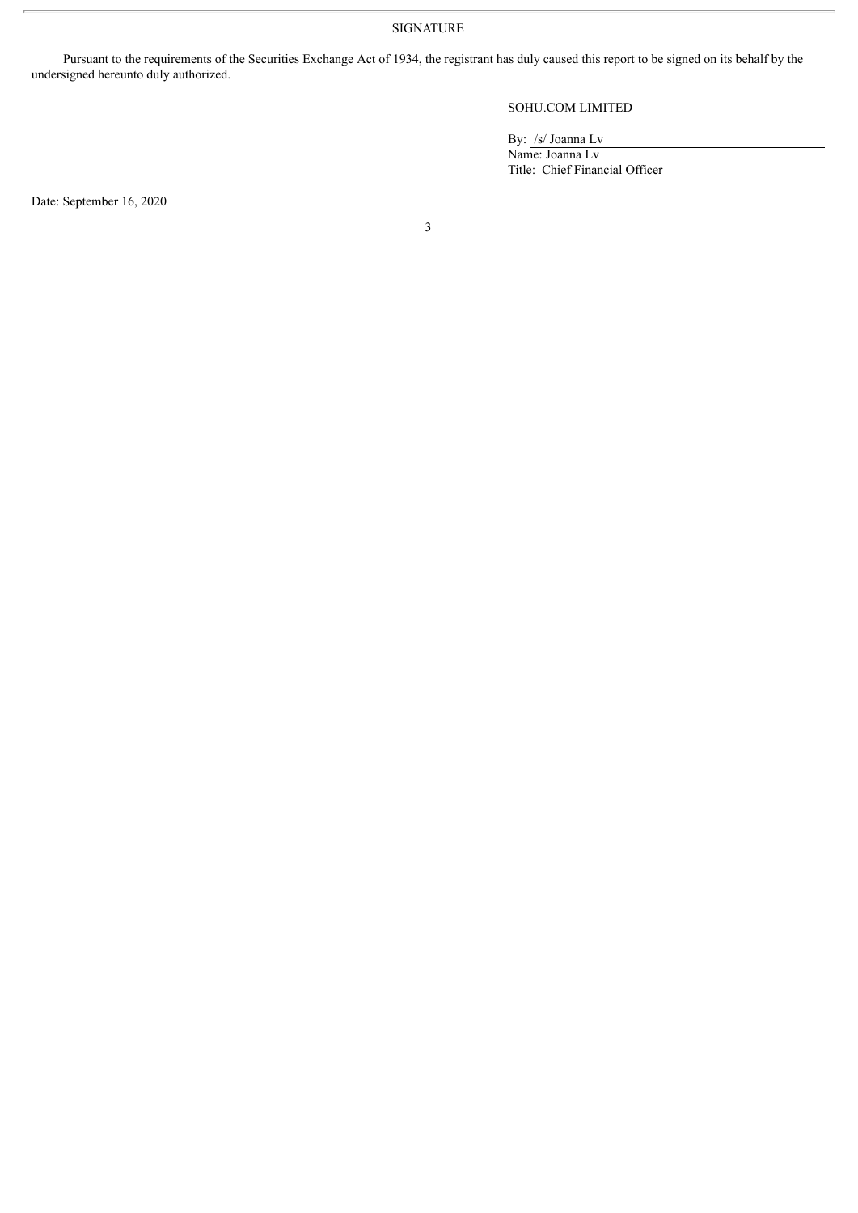SIGNATURE

Pursuant to the requirements of the Securities Exchange Act of 1934, the registrant has duly caused this report to be signed on its behalf by the undersigned hereunto duly authorized.

SOHU.COM LIMITED

By: /s/ Joanna Lv
Name: Joanna Lv
Title: Chief Financial Officer

Date: September 16, 2020